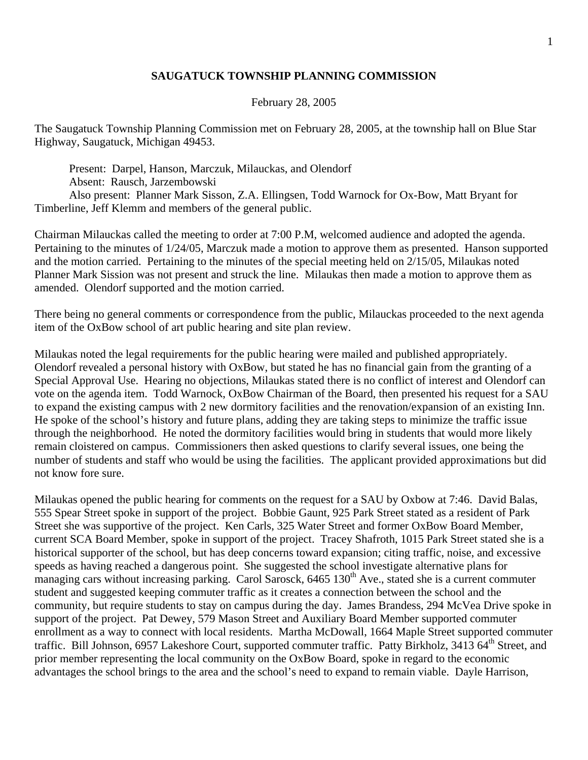# SAUGATUCK TOWNSHIP PLANNING COMMISSION

February 28, 2005

The Saugatuck Township Planning Commission met on February 28, 2005, at the township hall on Blue Star Highway, Saugatuck, Michigan 49453.

Present: Darpel, Hanson, Marczuk, Milauckas, and Olendorf
Absent: Rausch, Jarzembowski
Also present: Planner Mark Sisson, Z.A. Ellingsen, Todd Warnock for Ox-Bow, Matt Bryant for Timberline, Jeff Klemm and members of the general public.

Chairman Milauckas called the meeting to order at 7:00 P.M, welcomed audience and adopted the agenda. Pertaining to the minutes of 1/24/05, Marczuk made a motion to approve them as presented. Hanson supported and the motion carried. Pertaining to the minutes of the special meeting held on 2/15/05, Milaukas noted Planner Mark Sission was not present and struck the line. Milaukas then made a motion to approve them as amended. Olendorf supported and the motion carried.

There being no general comments or correspondence from the public, Milauckas proceeded to the next agenda item of the OxBow school of art public hearing and site plan review.

Milaukas noted the legal requirements for the public hearing were mailed and published appropriately. Olendorf revealed a personal history with OxBow, but stated he has no financial gain from the granting of a Special Approval Use. Hearing no objections, Milaukas stated there is no conflict of interest and Olendorf can vote on the agenda item. Todd Warnock, OxBow Chairman of the Board, then presented his request for a SAU to expand the existing campus with 2 new dormitory facilities and the renovation/expansion of an existing Inn. He spoke of the school's history and future plans, adding they are taking steps to minimize the traffic issue through the neighborhood. He noted the dormitory facilities would bring in students that would more likely remain cloistered on campus. Commissioners then asked questions to clarify several issues, one being the number of students and staff who would be using the facilities. The applicant provided approximations but did not know fore sure.

Milaukas opened the public hearing for comments on the request for a SAU by Oxbow at 7:46. David Balas, 555 Spear Street spoke in support of the project. Bobbie Gaunt, 925 Park Street stated as a resident of Park Street she was supportive of the project. Ken Carls, 325 Water Street and former OxBow Board Member, current SCA Board Member, spoke in support of the project. Tracey Shafroth, 1015 Park Street stated she is a historical supporter of the school, but has deep concerns toward expansion; citing traffic, noise, and excessive speeds as having reached a dangerous point. She suggested the school investigate alternative plans for managing cars without increasing parking. Carol Sarosck, 6465 130th Ave., stated she is a current commuter student and suggested keeping commuter traffic as it creates a connection between the school and the community, but require students to stay on campus during the day. James Brandess, 294 McVea Drive spoke in support of the project. Pat Dewey, 579 Mason Street and Auxiliary Board Member supported commuter enrollment as a way to connect with local residents. Martha McDowall, 1664 Maple Street supported commuter traffic. Bill Johnson, 6957 Lakeshore Court, supported commuter traffic. Patty Birkholz, 3413 64th Street, and prior member representing the local community on the OxBow Board, spoke in regard to the economic advantages the school brings to the area and the school's need to expand to remain viable. Dayle Harrison,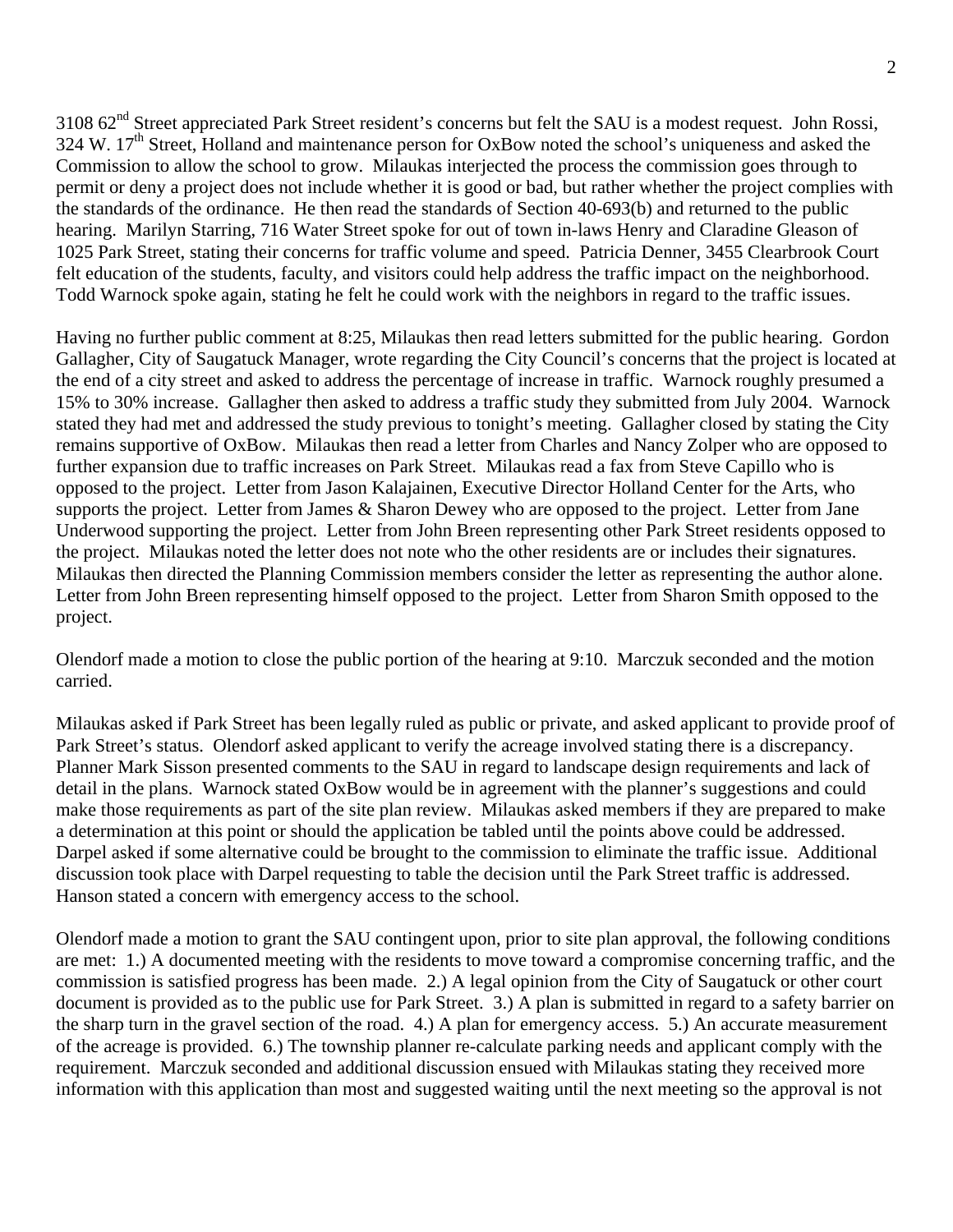3108 62nd Street appreciated Park Street resident's concerns but felt the SAU is a modest request. John Rossi, 324 W. 17th Street, Holland and maintenance person for OxBow noted the school's uniqueness and asked the Commission to allow the school to grow. Milaukas interjected the process the commission goes through to permit or deny a project does not include whether it is good or bad, but rather whether the project complies with the standards of the ordinance. He then read the standards of Section 40-693(b) and returned to the public hearing. Marilyn Starring, 716 Water Street spoke for out of town in-laws Henry and Claradine Gleason of 1025 Park Street, stating their concerns for traffic volume and speed. Patricia Denner, 3455 Clearbrook Court felt education of the students, faculty, and visitors could help address the traffic impact on the neighborhood. Todd Warnock spoke again, stating he felt he could work with the neighbors in regard to the traffic issues.

Having no further public comment at 8:25, Milaukas then read letters submitted for the public hearing. Gordon Gallagher, City of Saugatuck Manager, wrote regarding the City Council's concerns that the project is located at the end of a city street and asked to address the percentage of increase in traffic. Warnock roughly presumed a 15% to 30% increase. Gallagher then asked to address a traffic study they submitted from July 2004. Warnock stated they had met and addressed the study previous to tonight's meeting. Gallagher closed by stating the City remains supportive of OxBow. Milaukas then read a letter from Charles and Nancy Zolper who are opposed to further expansion due to traffic increases on Park Street. Milaukas read a fax from Steve Capillo who is opposed to the project. Letter from Jason Kalajainen, Executive Director Holland Center for the Arts, who supports the project. Letter from James & Sharon Dewey who are opposed to the project. Letter from Jane Underwood supporting the project. Letter from John Breen representing other Park Street residents opposed to the project. Milaukas noted the letter does not note who the other residents are or includes their signatures. Milaukas then directed the Planning Commission members consider the letter as representing the author alone. Letter from John Breen representing himself opposed to the project. Letter from Sharon Smith opposed to the project.

Olendorf made a motion to close the public portion of the hearing at 9:10. Marczuk seconded and the motion carried.

Milaukas asked if Park Street has been legally ruled as public or private, and asked applicant to provide proof of Park Street's status. Olendorf asked applicant to verify the acreage involved stating there is a discrepancy. Planner Mark Sisson presented comments to the SAU in regard to landscape design requirements and lack of detail in the plans. Warnock stated OxBow would be in agreement with the planner's suggestions and could make those requirements as part of the site plan review. Milaukas asked members if they are prepared to make a determination at this point or should the application be tabled until the points above could be addressed. Darpel asked if some alternative could be brought to the commission to eliminate the traffic issue. Additional discussion took place with Darpel requesting to table the decision until the Park Street traffic is addressed. Hanson stated a concern with emergency access to the school.

Olendorf made a motion to grant the SAU contingent upon, prior to site plan approval, the following conditions are met: 1.) A documented meeting with the residents to move toward a compromise concerning traffic, and the commission is satisfied progress has been made. 2.) A legal opinion from the City of Saugatuck or other court document is provided as to the public use for Park Street. 3.) A plan is submitted in regard to a safety barrier on the sharp turn in the gravel section of the road. 4.) A plan for emergency access. 5.) An accurate measurement of the acreage is provided. 6.) The township planner re-calculate parking needs and applicant comply with the requirement. Marczuk seconded and additional discussion ensued with Milaukas stating they received more information with this application than most and suggested waiting until the next meeting so the approval is not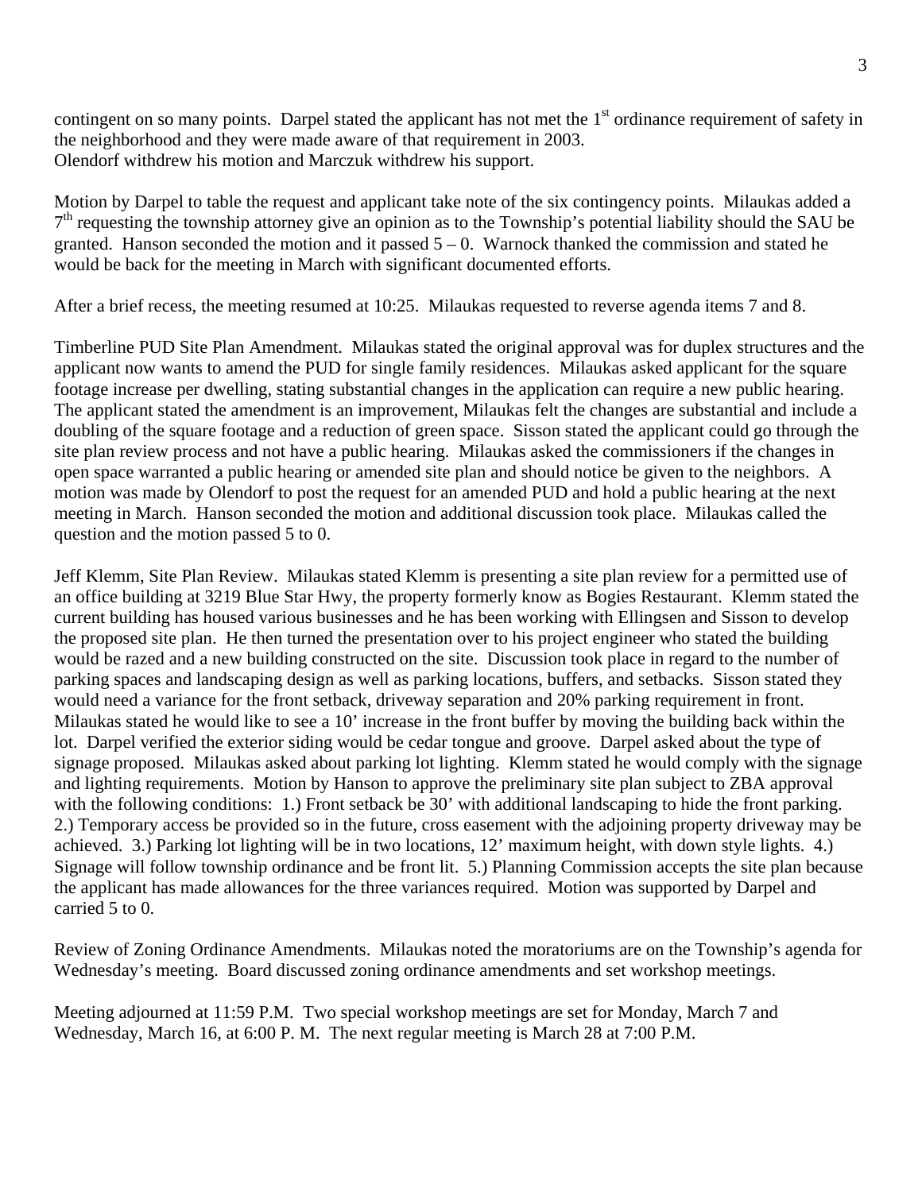contingent on so many points. Darpel stated the applicant has not met the 1st ordinance requirement of safety in the neighborhood and they were made aware of that requirement in 2003.
Olendorf withdrew his motion and Marczuk withdrew his support.

Motion by Darpel to table the request and applicant take note of the six contingency points. Milaukas added a 7th requesting the township attorney give an opinion as to the Township's potential liability should the SAU be granted. Hanson seconded the motion and it passed 5 – 0. Warnock thanked the commission and stated he would be back for the meeting in March with significant documented efforts.

After a brief recess, the meeting resumed at 10:25. Milaukas requested to reverse agenda items 7 and 8.

Timberline PUD Site Plan Amendment. Milaukas stated the original approval was for duplex structures and the applicant now wants to amend the PUD for single family residences. Milaukas asked applicant for the square footage increase per dwelling, stating substantial changes in the application can require a new public hearing. The applicant stated the amendment is an improvement, Milaukas felt the changes are substantial and include a doubling of the square footage and a reduction of green space. Sisson stated the applicant could go through the site plan review process and not have a public hearing. Milaukas asked the commissioners if the changes in open space warranted a public hearing or amended site plan and should notice be given to the neighbors. A motion was made by Olendorf to post the request for an amended PUD and hold a public hearing at the next meeting in March. Hanson seconded the motion and additional discussion took place. Milaukas called the question and the motion passed 5 to 0.

Jeff Klemm, Site Plan Review. Milaukas stated Klemm is presenting a site plan review for a permitted use of an office building at 3219 Blue Star Hwy, the property formerly know as Bogies Restaurant. Klemm stated the current building has housed various businesses and he has been working with Ellingsen and Sisson to develop the proposed site plan. He then turned the presentation over to his project engineer who stated the building would be razed and a new building constructed on the site. Discussion took place in regard to the number of parking spaces and landscaping design as well as parking locations, buffers, and setbacks. Sisson stated they would need a variance for the front setback, driveway separation and 20% parking requirement in front. Milaukas stated he would like to see a 10' increase in the front buffer by moving the building back within the lot. Darpel verified the exterior siding would be cedar tongue and groove. Darpel asked about the type of signage proposed. Milaukas asked about parking lot lighting. Klemm stated he would comply with the signage and lighting requirements. Motion by Hanson to approve the preliminary site plan subject to ZBA approval with the following conditions: 1.) Front setback be 30' with additional landscaping to hide the front parking. 2.) Temporary access be provided so in the future, cross easement with the adjoining property driveway may be achieved. 3.) Parking lot lighting will be in two locations, 12' maximum height, with down style lights. 4.) Signage will follow township ordinance and be front lit. 5.) Planning Commission accepts the site plan because the applicant has made allowances for the three variances required. Motion was supported by Darpel and carried 5 to 0.

Review of Zoning Ordinance Amendments. Milaukas noted the moratoriums are on the Township's agenda for Wednesday's meeting. Board discussed zoning ordinance amendments and set workshop meetings.

Meeting adjourned at 11:59 P.M. Two special workshop meetings are set for Monday, March 7 and Wednesday, March 16, at 6:00 P. M. The next regular meeting is March 28 at 7:00 P.M.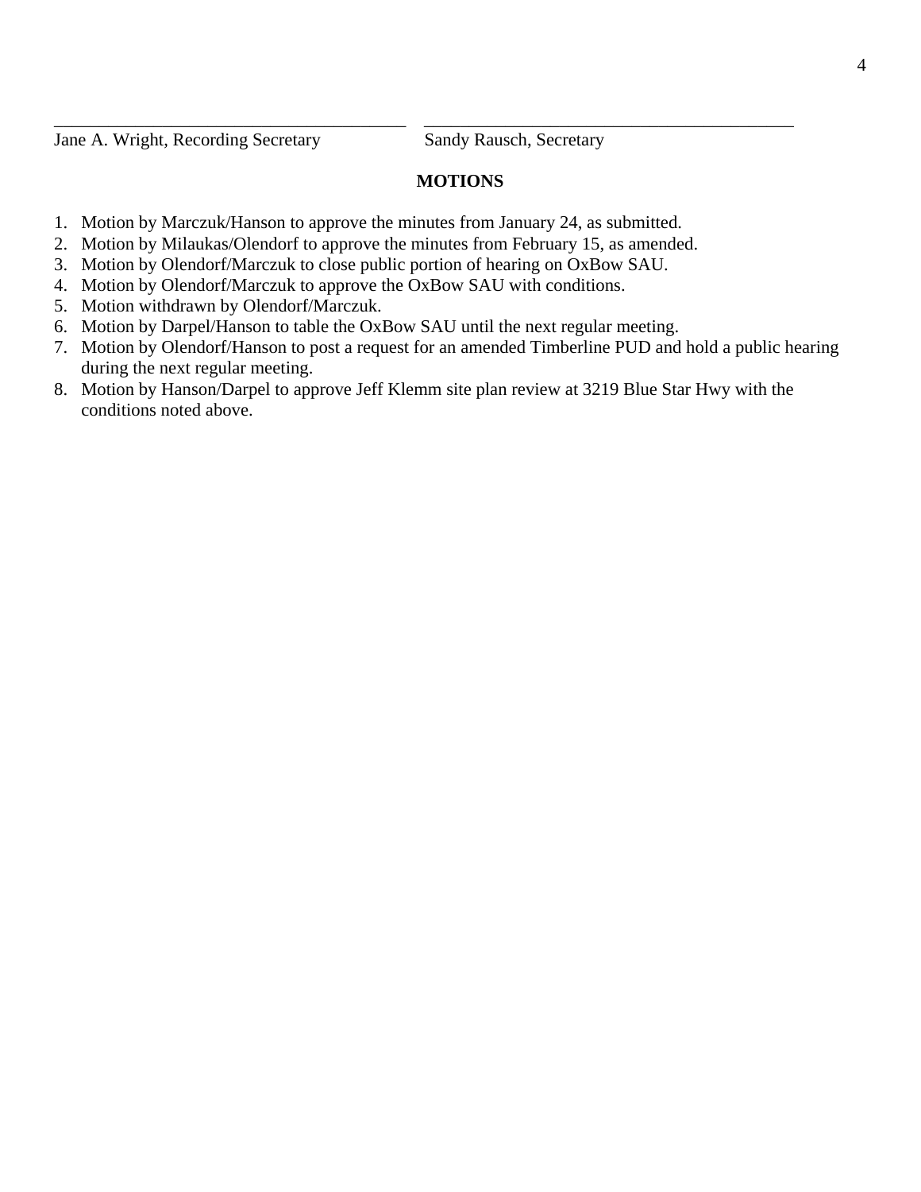_______________________________________ _______________________________________

Jane A. Wright, Recording Secretary Sandy Rausch, Secretary

**MOTIONS**

1. Motion by Marczuk/Hanson to approve the minutes from January 24, as submitted.
2. Motion by Milaukas/Olendorf to approve the minutes from February 15, as amended.
3. Motion by Olendorf/Marczuk to close public portion of hearing on OxBow SAU.
4. Motion by Olendorf/Marczuk to approve the OxBow SAU with conditions.
5. Motion withdrawn by Olendorf/Marczuk.
6. Motion by Darpel/Hanson to table the OxBow SAU until the next regular meeting.
7. Motion by Olendorf/Hanson to post a request for an amended Timberline PUD and hold a public hearing during the next regular meeting.
8. Motion by Hanson/Darpel to approve Jeff Klemm site plan review at 3219 Blue Star Hwy with the conditions noted above.